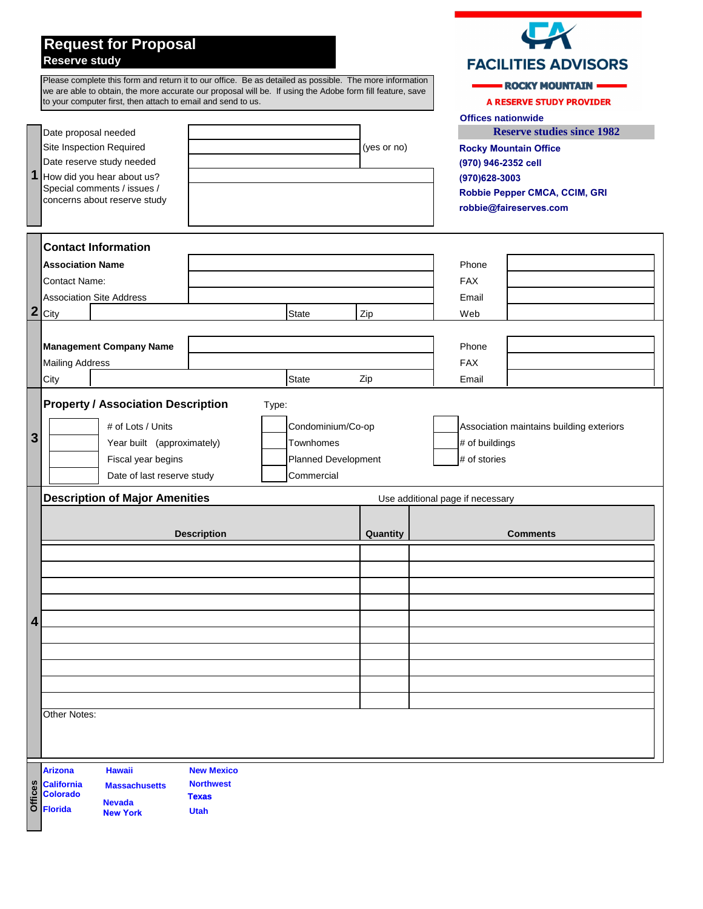# Request for Proposal

## Reserve study

Please complete this form and return it to our office. Be as detailed as possible. The more information we are able to obtain, the more accurate our proposal will be. If using the Adobe form fill feature, save to your computer first, then attach to email and send to us.

**FACILITIES ADVISORS**

**ROCKY MOUNTAIN**

**A RESERVE STUDY PROVIDER**

**Offices nationwide**

**Reserve studies since 1982**

**Rocky Mountain Office**
**(970) 946-2352 cell**
**(970)628-3003**
**Robbie Pepper CMCA, CCIM, GRI**
**robbie@faireserves.com**

## 1

| | | |
|---|---|---|
| Date proposal needed | | |
| Site Inspection Required | | (yes or no) |
| Date reserve study needed | | |
| How did you hear about us? | | |
| Special comments / issues / concerns about reserve study | | |

## 2

### Contact Information

| | | | | |
|---|---|---|---|---|
| **Association Name** | | | Phone | |
| Contact Name: | | | FAX | |
| Association Site Address | | | Email | |
| City | State | Zip | Web | |

| | | | | |
|---|---|---|---|---|
| **Management Company Name** | | | Phone | |
| Mailing Address | | | FAX | |
| City | State | Zip | Email | |

## 3

### Property / Association Description

Type:

| | | | | | |
|---|---|---|---|---|---|
| | # of Lots / Units | | Condominium/Co-op | | Association maintains building exteriors |
| | Year built (approximately) | | Townhomes | | # of buildings |
| | Fiscal year begins | | Planned Development | | # of stories |
| | Date of last reserve study | | Commercial | | |

## 4

### Description of Major Amenities

Use additional page if necessary

| Description | Quantity | Comments |
|---|---|---|
| | | |
| | | |
| | | |
| | | |
| | | |
| | | |
| | | |
| | | |
| | | |
| | | |

Other Notes:

**Offices**

**Arizona**
**California**
**Colorado**
**Florida**
**Hawaii**
**Massachusetts**
**Nevada**
**New York**
**New Mexico**
**Northwest**
**Texas**
**Utah**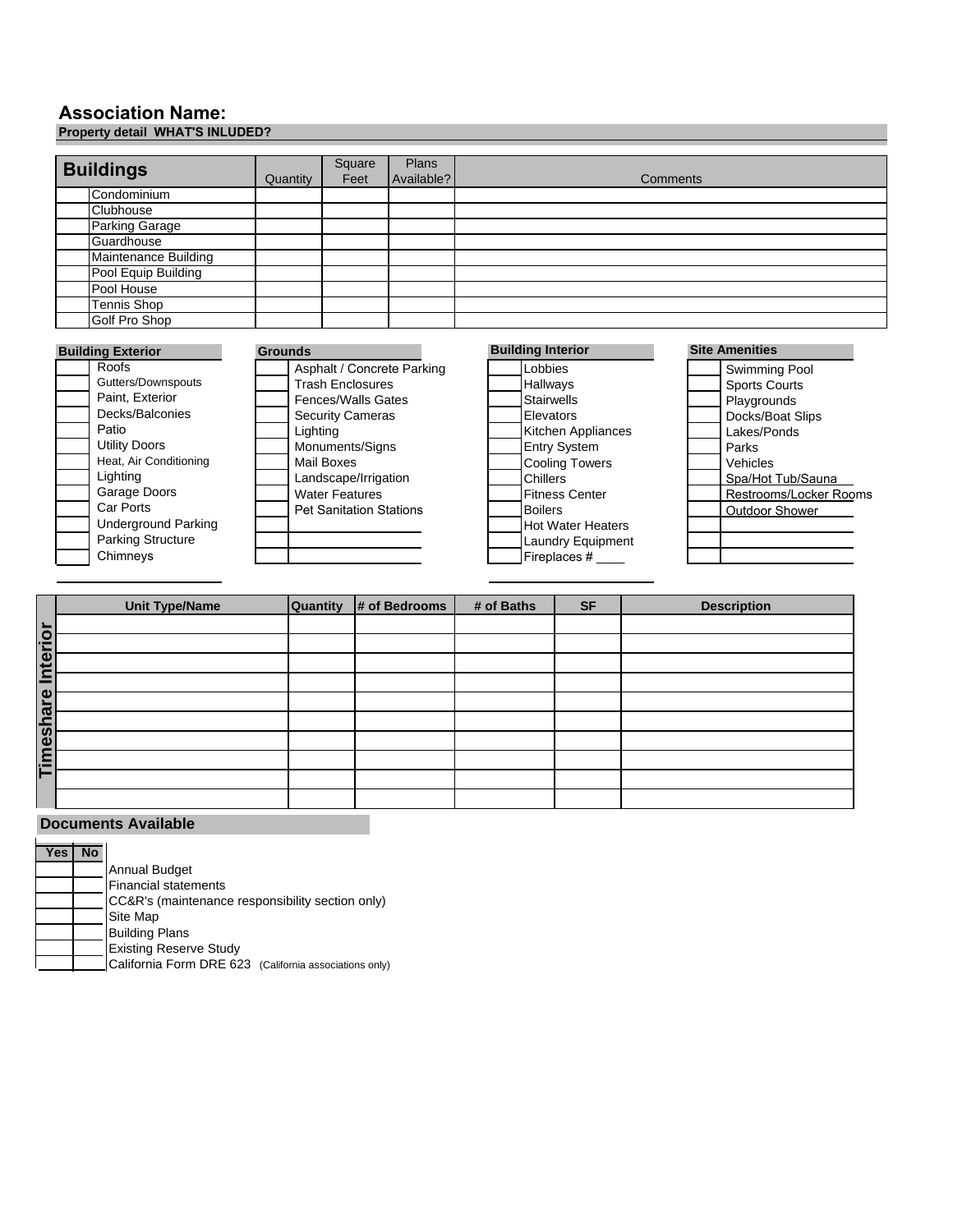## Association Name:

**Property detail WHAT'S INLUDED?**

| Buildings | Quantity | Square Feet | Plans Available? | Comments |
|---|---|---|---|---|
| Condominium | | | | |
| Clubhouse | | | | |
| Parking Garage | | | | |
| Guardhouse | | | | |
| Maintenance Building | | | | |
| Pool Equip Building | | | | |
| Pool House | | | | |
| Tennis Shop | | | | |
| Golf Pro Shop | | | | |

| | Building Exterior | | Grounds | | Building Interior | | Site Amenities |
|---|---|---|---|---|---|---|---|
| | Roofs | | Asphalt / Concrete Parking | | Lobbies | | Swimming Pool |
| | Gutters/Downspouts | | Trash Enclosures | | Hallways | | Sports Courts |
| | Paint, Exterior | | Fences/Walls Gates | | Stairwells | | Playgrounds |
| | Decks/Balconies | | Security Cameras | | Elevators | | Docks/Boat Slips |
| | Patio | | Lighting | | Kitchen Appliances | | Lakes/Ponds |
| | Utility Doors | | Monuments/Signs | | Entry System | | Parks |
| | Heat, Air Conditioning | | Mail Boxes | | Cooling Towers | | Vehicles |
| | Lighting | | Landscape/Irrigation | | Chillers | | Spa/Hot Tub/Sauna |
| | Garage Doors | | Water Features | | Fitness Center | | Restrooms/Locker Rooms |
| | Car Ports | | Pet Sanitation Stations | | Boilers | | Outdoor Shower |
| | Underground Parking | | | | Hot Water Heaters | | |
| | Parking Structure | | | | Laundry Equipment | | |
| | Chimneys | | | | Fireplaces # ____ | | |

**Timeshare Interior**

| Unit Type/Name | Quantity | # of Bedrooms | # of Baths | SF | Description |
|---|---|---|---|---|---|
| | | | | | |
| | | | | | |
| | | | | | |
| | | | | | |
| | | | | | |
| | | | | | |
| | | | | | |
| | | | | | |
| | | | | | |
| | | | | | |

### Documents Available

| Yes | No | |
|---|---|---|
| | | Annual Budget |
| | | Financial statements |
| | | CC&R's (maintenance responsibility section only) |
| | | Site Map |
| | | Building Plans |
| | | Existing Reserve Study |
| | | California Form DRE 623 (California associations only) |